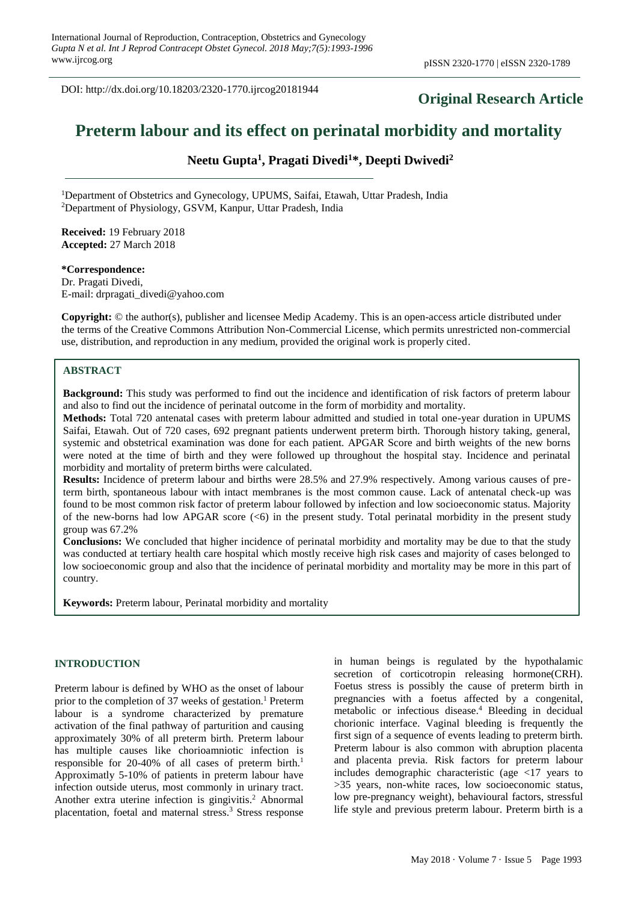DOI: http://dx.doi.org/10.18203/2320-1770.ijrcog20181944

**Original Research Article**

# Preterm labour and its effect on perinatal morbidity and mortality

**Neetu Gupta[1], Pragati Divedi[1]*, Deepti Dwivedi[2]**

[1]Department of Obstetrics and Gynecology, UPUMS, Saifai, Etawah, Uttar Pradesh, India

[2]Department of Physiology, GSVM, Kanpur, Uttar Pradesh, India

**Received:** 19 February 2018
**Accepted:** 27 March 2018

**\*Correspondence:**
Dr. Pragati Divedi,
E-mail: drpragati_divedi@yahoo.com

**Copyright:** © the author(s), publisher and licensee Medip Academy. This is an open-access article distributed under the terms of the Creative Commons Attribution Non-Commercial License, which permits unrestricted non-commercial use, distribution, and reproduction in any medium, provided the original work is properly cited.

## ABSTRACT

**Background:** This study was performed to find out the incidence and identification of risk factors of preterm labour and also to find out the incidence of perinatal outcome in the form of morbidity and mortality.

**Methods:** Total 720 antenatal cases with preterm labour admitted and studied in total one-year duration in UPUMS Saifai, Etawah. Out of 720 cases, 692 pregnant patients underwent preterm birth. Thorough history taking, general, systemic and obstetrical examination was done for each patient. APGAR Score and birth weights of the new borns were noted at the time of birth and they were followed up throughout the hospital stay. Incidence and perinatal morbidity and mortality of preterm births were calculated.

**Results:** Incidence of preterm labour and births were 28.5% and 27.9% respectively. Among various causes of preterm birth, spontaneous labour with intact membranes is the most common cause. Lack of antenatal check-up was found to be most common risk factor of preterm labour followed by infection and low socioeconomic status. Majority of the new-borns had low APGAR score (<6) in the present study. Total perinatal morbidity in the present study group was 67.2%

**Conclusions:** We concluded that higher incidence of perinatal morbidity and mortality may be due to that the study was conducted at tertiary health care hospital which mostly receive high risk cases and majority of cases belonged to low socioeconomic group and also that the incidence of perinatal morbidity and mortality may be more in this part of country.

**Keywords:** Preterm labour, Perinatal morbidity and mortality

## INTRODUCTION

Preterm labour is defined by WHO as the onset of labour prior to the completion of 37 weeks of gestation.[1] Preterm labour is a syndrome characterized by premature activation of the final pathway of parturition and causing approximately 30% of all preterm birth. Preterm labour has multiple causes like chorioamniotic infection is responsible for 20-40% of all cases of preterm birth.[1] Approximatly 5-10% of patients in preterm labour have infection outside uterus, most commonly in urinary tract. Another extra uterine infection is gingivitis.[2] Abnormal placentation, foetal and maternal stress.[3] Stress response in human beings is regulated by the hypothalamic secretion of corticotropin releasing hormone(CRH). Foetus stress is possibly the cause of preterm birth in pregnancies with a foetus affected by a congenital, metabolic or infectious disease.[4] Bleeding in decidual chorionic interface. Vaginal bleeding is frequently the first sign of a sequence of events leading to preterm birth. Preterm labour is also common with abruption placenta and placenta previa. Risk factors for preterm labour includes demographic characteristic (age <17 years to >35 years, non-white races, low socioeconomic status, low pre-pregnancy weight), behavioural factors, stressful life style and previous preterm labour. Preterm birth is a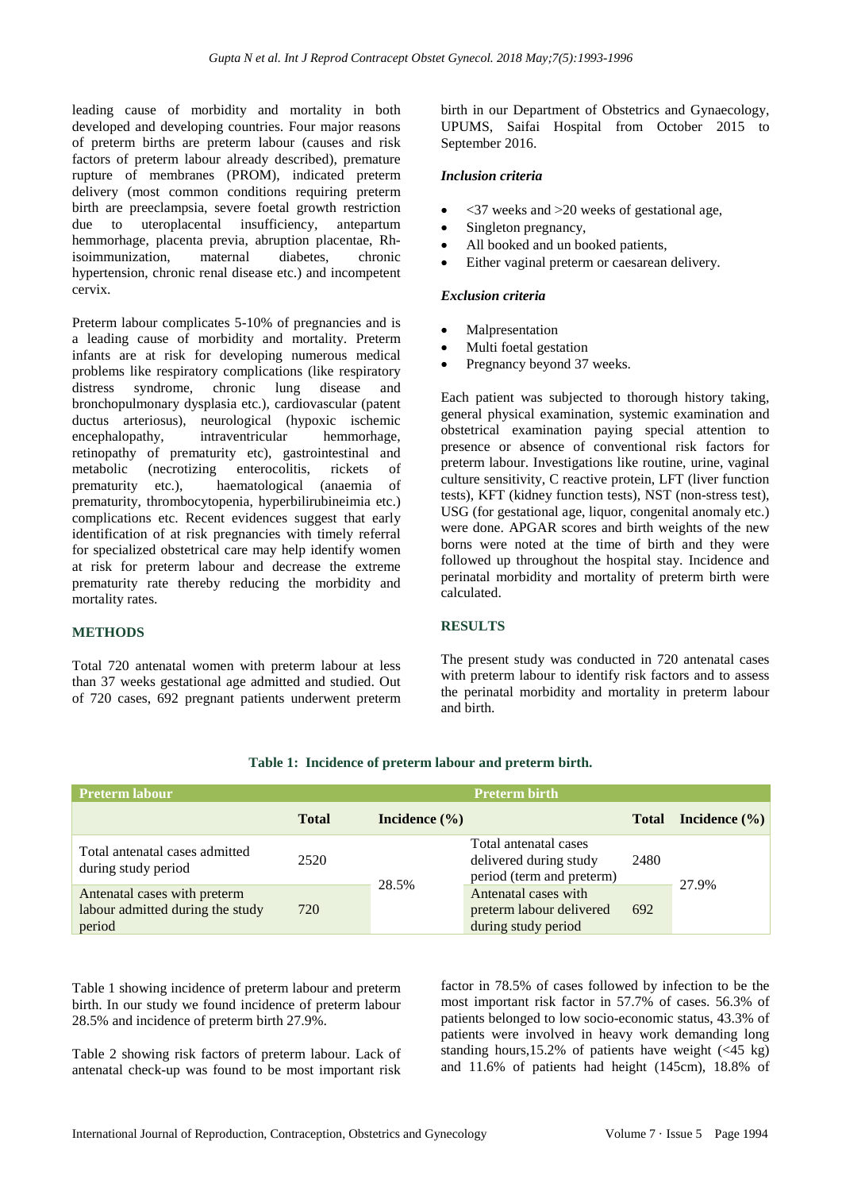leading cause of morbidity and mortality in both developed and developing countries. Four major reasons of preterm births are preterm labour (causes and risk factors of preterm labour already described), premature rupture of membranes (PROM), indicated preterm delivery (most common conditions requiring preterm birth are preeclampsia, severe foetal growth restriction due to uteroplacental insufficiency, antepartum hemmorhage, placenta previa, abruption placentae, Rh-isoimmunization, maternal diabetes, chronic hypertension, chronic renal disease etc.) and incompetent cervix.

Preterm labour complicates 5-10% of pregnancies and is a leading cause of morbidity and mortality. Preterm infants are at risk for developing numerous medical problems like respiratory complications (like respiratory distress syndrome, chronic lung disease and bronchopulmonary dysplasia etc.), cardiovascular (patent ductus arteriosus), neurological (hypoxic ischemic encephalopathy, intraventricular hemmorhage, retinopathy of prematurity etc), gastrointestinal and metabolic (necrotizing enterocolitis, rickets of prematurity etc.), haematological (anaemia of prematurity, thrombocytopenia, hyperbilirubineimia etc.) complications etc. Recent evidences suggest that early identification of at risk pregnancies with timely referral for specialized obstetrical care may help identify women at risk for preterm labour and decrease the extreme prematurity rate thereby reducing the morbidity and mortality rates.

## METHODS

Total 720 antenatal women with preterm labour at less than 37 weeks gestational age admitted and studied. Out of 720 cases, 692 pregnant patients underwent preterm birth in our Department of Obstetrics and Gynaecology, UPUMS, Saifai Hospital from October 2015 to September 2016.

### *Inclusion criteria*

- <37 weeks and >20 weeks of gestational age,
- Singleton pregnancy,
- All booked and un booked patients,
- Either vaginal preterm or caesarean delivery.

### *Exclusion criteria*

- Malpresentation
- Multi foetal gestation
- Pregnancy beyond 37 weeks.

Each patient was subjected to thorough history taking, general physical examination, systemic examination and obstetrical examination paying special attention to presence or absence of conventional risk factors for preterm labour. Investigations like routine, urine, vaginal culture sensitivity, C reactive protein, LFT (liver function tests), KFT (kidney function tests), NST (non-stress test), USG (for gestational age, liquor, congenital anomaly etc.) were done. APGAR scores and birth weights of the new borns were noted at the time of birth and they were followed up throughout the hospital stay. Incidence and perinatal morbidity and mortality of preterm birth were calculated.

## RESULTS

The present study was conducted in 720 antenatal cases with preterm labour to identify risk factors and to assess the perinatal morbidity and mortality in preterm labour and birth.

**Table 1: Incidence of preterm labour and preterm birth.**

| Preterm labour | | | Preterm birth | | |
|---|---|---|---|---|---|
| | **Total** | **Incidence (%)** | | **Total** | **Incidence (%)** |
| Total antenatal cases admitted during study period | 2520 | 28.5% | Total antenatal cases delivered during study period (term and preterm) | 2480 | 27.9% |
| Antenatal cases with preterm labour admitted during the study period | 720 | | Antenatal cases with preterm labour delivered during study period | 692 | |

Table 1 showing incidence of preterm labour and preterm birth. In our study we found incidence of preterm labour 28.5% and incidence of preterm birth 27.9%.

Table 2 showing risk factors of preterm labour. Lack of antenatal check-up was found to be most important risk factor in 78.5% of cases followed by infection to be the most important risk factor in 57.7% of cases. 56.3% of patients belonged to low socio-economic status, 43.3% of patients were involved in heavy work demanding long standing hours,15.2% of patients have weight (<45 kg) and 11.6% of patients had height (145cm), 18.8% of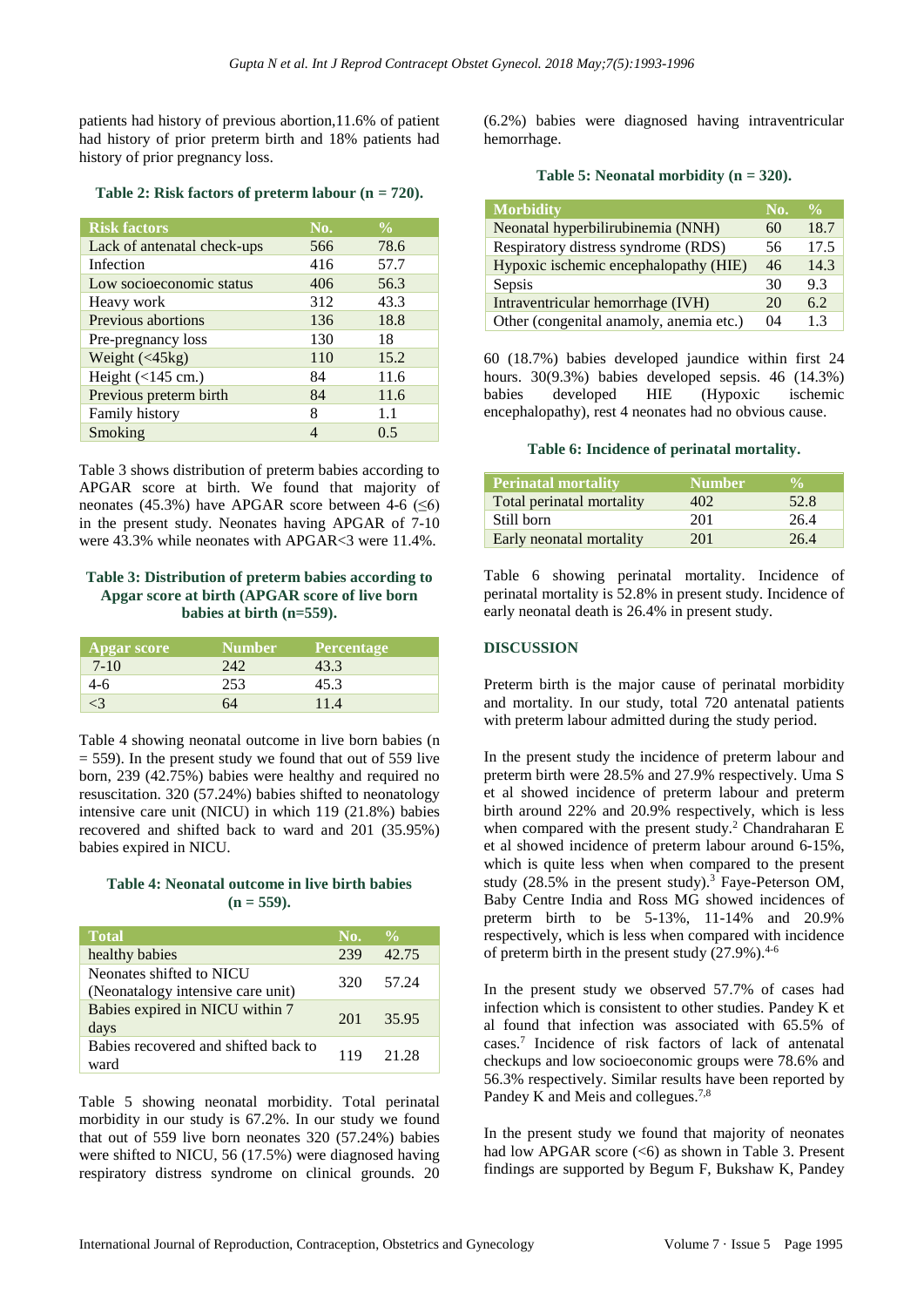patients had history of previous abortion,11.6% of patient had history of prior preterm birth and 18% patients had history of prior pregnancy loss.

**Table 2: Risk factors of preterm labour (n = 720).**

| Risk factors | No. | % |
| --- | --- | --- |
| Lack of antenatal check-ups | 566 | 78.6 |
| Infection | 416 | 57.7 |
| Low socioeconomic status | 406 | 56.3 |
| Heavy work | 312 | 43.3 |
| Previous abortions | 136 | 18.8 |
| Pre-pregnancy loss | 130 | 18 |
| Weight (<45kg) | 110 | 15.2 |
| Height (<145 cm.) | 84 | 11.6 |
| Previous preterm birth | 84 | 11.6 |
| Family history | 8 | 1.1 |
| Smoking | 4 | 0.5 |

Table 3 shows distribution of preterm babies according to APGAR score at birth. We found that majority of neonates (45.3%) have APGAR score between 4-6 (≤6) in the present study. Neonates having APGAR of 7-10 were 43.3% while neonates with APGAR<3 were 11.4%.

**Table 3: Distribution of preterm babies according to Apgar score at birth (APGAR score of live born babies at birth (n=559).**

| Apgar score | Number | Percentage |
| --- | --- | --- |
| 7-10 | 242 | 43.3 |
| 4-6 | 253 | 45.3 |
| <3 | 64 | 11.4 |

Table 4 showing neonatal outcome in live born babies (n = 559). In the present study we found that out of 559 live born, 239 (42.75%) babies were healthy and required no resuscitation. 320 (57.24%) babies shifted to neonatology intensive care unit (NICU) in which 119 (21.8%) babies recovered and shifted back to ward and 201 (35.95%) babies expired in NICU.

**Table 4: Neonatal outcome in live birth babies (n = 559).**

| Total | No. | % |
| --- | --- | --- |
| healthy babies | 239 | 42.75 |
| Neonates shifted to NICU (Neonatalogy intensive care unit) | 320 | 57.24 |
| Babies expired in NICU within 7 days | 201 | 35.95 |
| Babies recovered and shifted back to ward | 119 | 21.28 |

Table 5 showing neonatal morbidity. Total perinatal morbidity in our study is 67.2%. In our study we found that out of 559 live born neonates 320 (57.24%) babies were shifted to NICU, 56 (17.5%) were diagnosed having respiratory distress syndrome on clinical grounds. 20 (6.2%) babies were diagnosed having intraventricular hemorrhage.

**Table 5: Neonatal morbidity (n = 320).**

| Morbidity | No. | % |
| --- | --- | --- |
| Neonatal hyperbilirubinemia (NNH) | 60 | 18.7 |
| Respiratory distress syndrome (RDS) | 56 | 17.5 |
| Hypoxic ischemic encephalopathy (HIE) | 46 | 14.3 |
| Sepsis | 30 | 9.3 |
| Intraventricular hemorrhage (IVH) | 20 | 6.2 |
| Other (congenital anamoly, anemia etc.) | 04 | 1.3 |

60 (18.7%) babies developed jaundice within first 24 hours. 30(9.3%) babies developed sepsis. 46 (14.3%) babies developed HIE (Hypoxic ischemic encephalopathy), rest 4 neonates had no obvious cause.

**Table 6: Incidence of perinatal mortality.**

| Perinatal mortality | Number | % |
| --- | --- | --- |
| Total perinatal mortality | 402 | 52.8 |
| Still born | 201 | 26.4 |
| Early neonatal mortality | 201 | 26.4 |

Table 6 showing perinatal mortality. Incidence of perinatal mortality is 52.8% in present study. Incidence of early neonatal death is 26.4% in present study.

## DISCUSSION

Preterm birth is the major cause of perinatal morbidity and mortality. In our study, total 720 antenatal patients with preterm labour admitted during the study period.

In the present study the incidence of preterm labour and preterm birth were 28.5% and 27.9% respectively. Uma S et al showed incidence of preterm labour and preterm birth around 22% and 20.9% respectively, which is less when compared with the present study.[2] Chandraharan E et al showed incidence of preterm labour around 6-15%, which is quite less when when compared to the present study (28.5% in the present study).[3] Faye-Peterson OM, Baby Centre India and Ross MG showed incidences of preterm birth to be 5-13%, 11-14% and 20.9% respectively, which is less when compared with incidence of preterm birth in the present study (27.9%).[4-6]

In the present study we observed 57.7% of cases had infection which is consistent to other studies. Pandey K et al found that infection was associated with 65.5% of cases.[7] Incidence of risk factors of lack of antenatal checkups and low socioeconomic groups were 78.6% and 56.3% respectively. Similar results have been reported by Pandey K and Meis and collegues.[7,8]

In the present study we found that majority of neonates had low APGAR score (<6) as shown in Table 3. Present findings are supported by Begum F, Bukshaw K, Pandey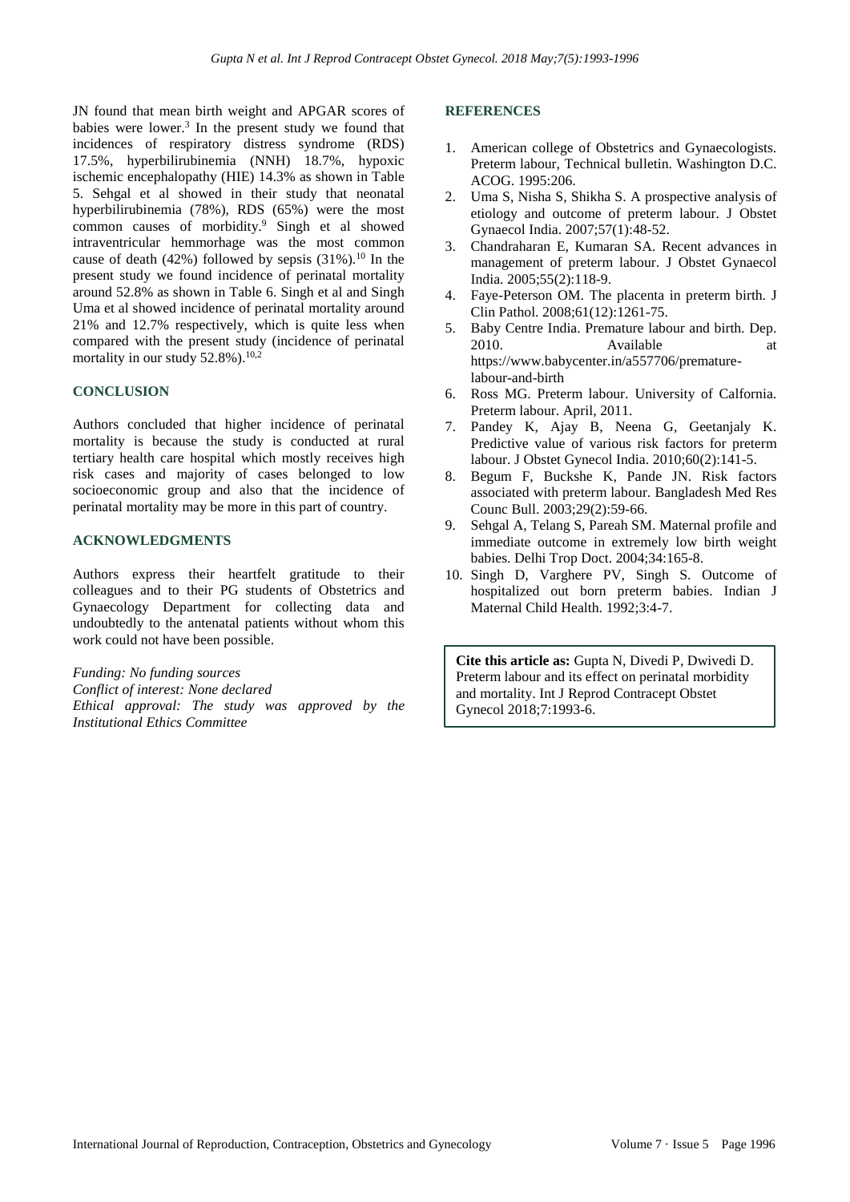JN found that mean birth weight and APGAR scores of babies were lower.[3] In the present study we found that incidences of respiratory distress syndrome (RDS) 17.5%, hyperbilirubinemia (NNH) 18.7%, hypoxic ischemic encephalopathy (HIE) 14.3% as shown in Table 5. Sehgal et al showed in their study that neonatal hyperbilirubinemia (78%), RDS (65%) were the most common causes of morbidity.[9] Singh et al showed intraventricular hemmorhage was the most common cause of death (42%) followed by sepsis (31%).[10] In the present study we found incidence of perinatal mortality around 52.8% as shown in Table 6. Singh et al and Singh Uma et al showed incidence of perinatal mortality around 21% and 12.7% respectively, which is quite less when compared with the present study (incidence of perinatal mortality in our study 52.8%).[10,2]

## CONCLUSION

Authors concluded that higher incidence of perinatal mortality is because the study is conducted at rural tertiary health care hospital which mostly receives high risk cases and majority of cases belonged to low socioeconomic group and also that the incidence of perinatal mortality may be more in this part of country.

## ACKNOWLEDGMENTS

Authors express their heartfelt gratitude to their colleagues and to their PG students of Obstetrics and Gynaecology Department for collecting data and undoubtedly to the antenatal patients without whom this work could not have been possible.

*Funding: No funding sources*
*Conflict of interest: None declared*
*Ethical approval: The study was approved by the Institutional Ethics Committee*

## REFERENCES

1. American college of Obstetrics and Gynaecologists. Preterm labour, Technical bulletin. Washington D.C. ACOG. 1995:206.
2. Uma S, Nisha S, Shikha S. A prospective analysis of etiology and outcome of preterm labour. J Obstet Gynaecol India. 2007;57(1):48-52.
3. Chandraharan E, Kumaran SA. Recent advances in management of preterm labour. J Obstet Gynaecol India. 2005;55(2):118-9.
4. Faye-Peterson OM. The placenta in preterm birth. J Clin Pathol. 2008;61(12):1261-75.
5. Baby Centre India. Premature labour and birth. Dep. 2010. Available at https://www.babycenter.in/a557706/premature-labour-and-birth
6. Ross MG. Preterm labour. University of Calfornia. Preterm labour. April, 2011.
7. Pandey K, Ajay B, Neena G, Geetanjaly K. Predictive value of various risk factors for preterm labour. J Obstet Gynecol India. 2010;60(2):141-5.
8. Begum F, Buckshe K, Pande JN. Risk factors associated with preterm labour. Bangladesh Med Res Counc Bull. 2003;29(2):59-66.
9. Sehgal A, Telang S, Pareah SM. Maternal profile and immediate outcome in extremely low birth weight babies. Delhi Trop Doct. 2004;34:165-8.
10. Singh D, Varghere PV, Singh S. Outcome of hospitalized out born preterm babies. Indian J Maternal Child Health. 1992;3:4-7.

**Cite this article as:** Gupta N, Divedi P, Dwivedi D. Preterm labour and its effect on perinatal morbidity and mortality. Int J Reprod Contracept Obstet Gynecol 2018;7:1993-6.